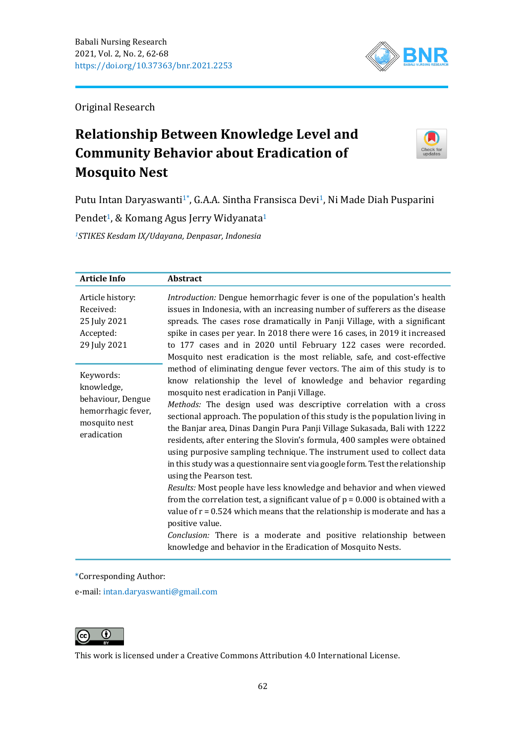Original Research

# Relationship Between Knowledge Level and Community Behavior about Eradication of Mosquito Nest

Putu Intan Daryaswanti[1*], G.A.A. Sintha Fransisca Devi[1], Ni Made Diah Pusparini Pendet[1], & Komang Agus Jerry Widyanata[1]

[1]*STIKES Kesdam IX/Udayana, Denpasar, Indonesia*

| Article Info | Abstract |
|---|---|
| Article history:<br>Received:<br>25 July 2021<br>Accepted:<br>29 July 2021<br><br>Keywords:<br>knowledge, behaviour, Dengue hemorrhagic fever, mosquito nest eradication | *Introduction:* Dengue hemorrhagic fever is one of the population's health issues in Indonesia, with an increasing number of sufferers as the disease spreads. The cases rose dramatically in Panji Village, with a significant spike in cases per year. In 2018 there were 16 cases, in 2019 it increased to 177 cases and in 2020 until February 122 cases were recorded. Mosquito nest eradication is the most reliable, safe, and cost-effective method of eliminating dengue fever vectors. The aim of this study is to know relationship the level of knowledge and behavior regarding mosquito nest eradication in Panji Village.<br>*Methods:* The design used was descriptive correlation with a cross sectional approach. The population of this study is the population living in the Banjar area, Dinas Dangin Pura Panji Village Sukasada, Bali with 1222 residents, after entering the Slovin's formula, 400 samples were obtained using purposive sampling technique. The instrument used to collect data in this study was a questionnaire sent via google form. Test the relationship using the Pearson test.<br>*Results:* Most people have less knowledge and behavior and when viewed from the correlation test, a significant value of $p = 0.000$ is obtained with a value of $r = 0.524$ which means that the relationship is moderate and has a positive value.<br>*Conclusion:* There is a moderate and positive relationship between knowledge and behavior in the Eradication of Mosquito Nests. |

*Corresponding Author:

e-mail: intan.daryaswanti@gmail.com

This work is licensed under a Creative Commons Attribution 4.0 International License.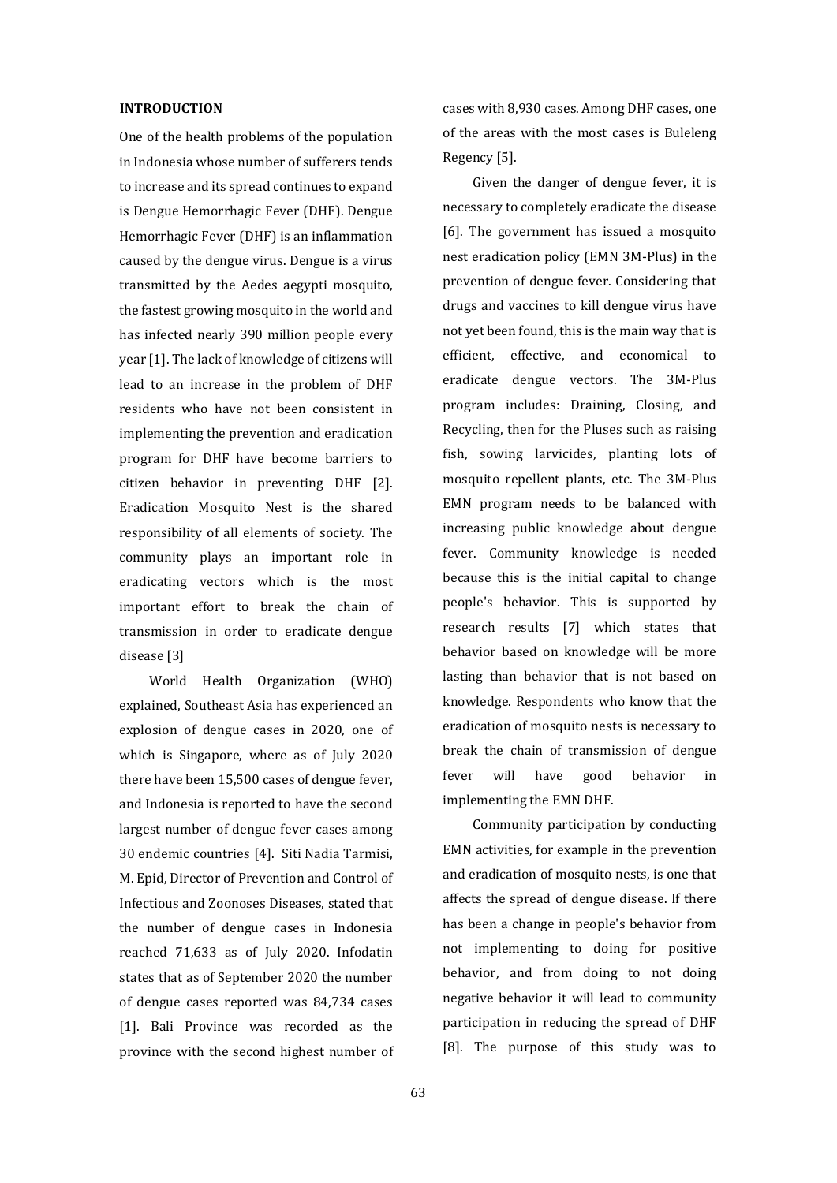## INTRODUCTION

One of the health problems of the population in Indonesia whose number of sufferers tends to increase and its spread continues to expand is Dengue Hemorrhagic Fever (DHF). Dengue Hemorrhagic Fever (DHF) is an inflammation caused by the dengue virus. Dengue is a virus transmitted by the Aedes aegypti mosquito, the fastest growing mosquito in the world and has infected nearly 390 million people every year [1]. The lack of knowledge of citizens will lead to an increase in the problem of DHF residents who have not been consistent in implementing the prevention and eradication program for DHF have become barriers to citizen behavior in preventing DHF [2]. Eradication Mosquito Nest is the shared responsibility of all elements of society. The community plays an important role in eradicating vectors which is the most important effort to break the chain of transmission in order to eradicate dengue disease [3]

World Health Organization (WHO) explained, Southeast Asia has experienced an explosion of dengue cases in 2020, one of which is Singapore, where as of July 2020 there have been 15,500 cases of dengue fever, and Indonesia is reported to have the second largest number of dengue fever cases among 30 endemic countries [4]. Siti Nadia Tarmisi, M. Epid, Director of Prevention and Control of Infectious and Zoonoses Diseases, stated that the number of dengue cases in Indonesia reached 71,633 as of July 2020. Infodatin states that as of September 2020 the number of dengue cases reported was 84,734 cases [1]. Bali Province was recorded as the province with the second highest number of cases with 8,930 cases. Among DHF cases, one of the areas with the most cases is Buleleng Regency [5].

Given the danger of dengue fever, it is necessary to completely eradicate the disease [6]. The government has issued a mosquito nest eradication policy (EMN 3M-Plus) in the prevention of dengue fever. Considering that drugs and vaccines to kill dengue virus have not yet been found, this is the main way that is efficient, effective, and economical to eradicate dengue vectors. The 3M-Plus program includes: Draining, Closing, and Recycling, then for the Pluses such as raising fish, sowing larvicides, planting lots of mosquito repellent plants, etc. The 3M-Plus EMN program needs to be balanced with increasing public knowledge about dengue fever. Community knowledge is needed because this is the initial capital to change people's behavior. This is supported by research results [7] which states that behavior based on knowledge will be more lasting than behavior that is not based on knowledge. Respondents who know that the eradication of mosquito nests is necessary to break the chain of transmission of dengue fever will have good behavior in implementing the EMN DHF.

Community participation by conducting EMN activities, for example in the prevention and eradication of mosquito nests, is one that affects the spread of dengue disease. If there has been a change in people's behavior from not implementing to doing for positive behavior, and from doing to not doing negative behavior it will lead to community participation in reducing the spread of DHF [8]. The purpose of this study was to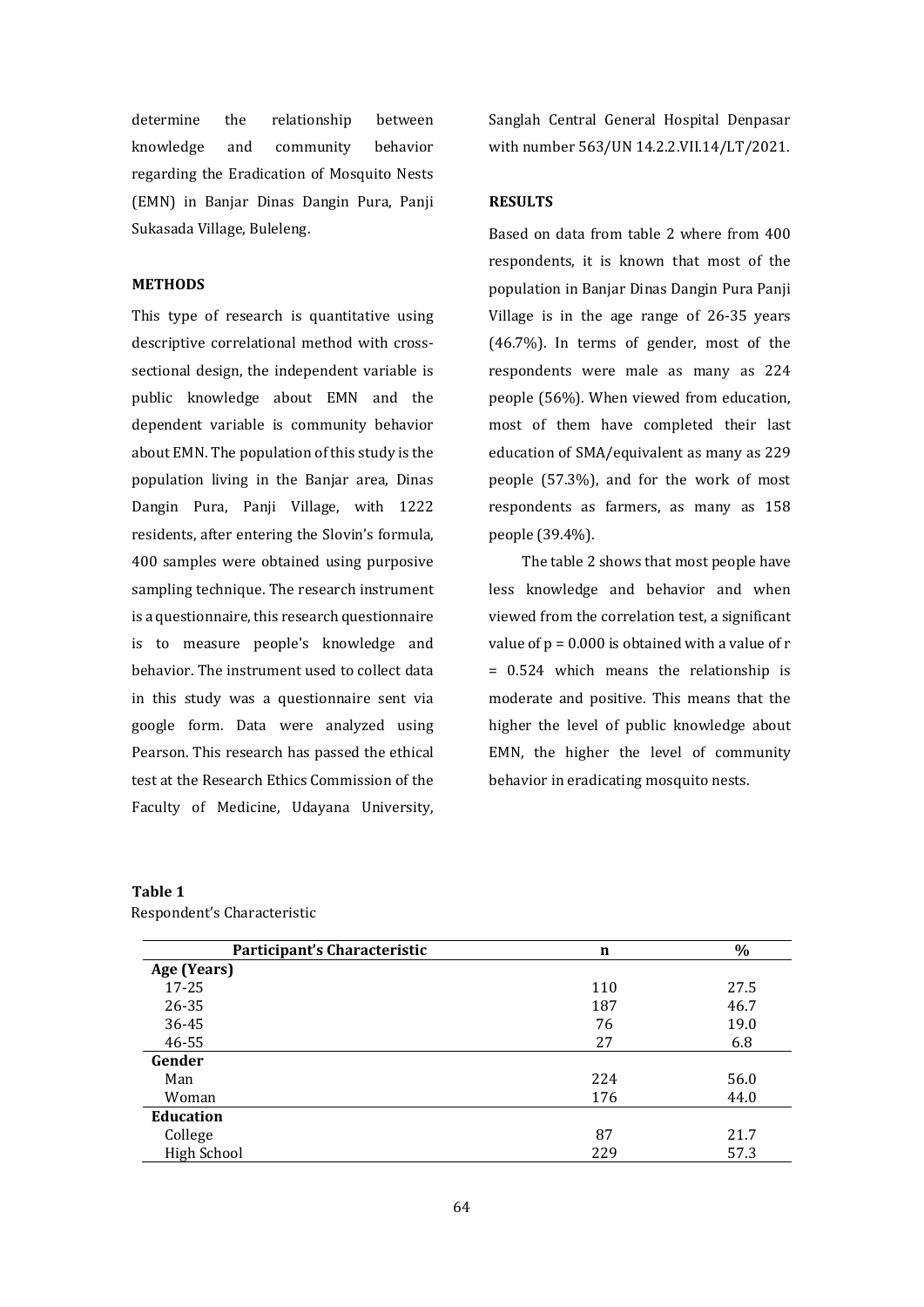determine the relationship between knowledge and community behavior regarding the Eradication of Mosquito Nests (EMN) in Banjar Dinas Dangin Pura, Panji Sukasada Village, Buleleng.

## METHODS

This type of research is quantitative using descriptive correlational method with cross-sectional design, the independent variable is public knowledge about EMN and the dependent variable is community behavior about EMN. The population of this study is the population living in the Banjar area, Dinas Dangin Pura, Panji Village, with 1222 residents, after entering the Slovin's formula, 400 samples were obtained using purposive sampling technique. The research instrument is a questionnaire, this research questionnaire is to measure people's knowledge and behavior. The instrument used to collect data in this study was a questionnaire sent via google form. Data were analyzed using Pearson. This research has passed the ethical test at the Research Ethics Commission of the Faculty of Medicine, Udayana University, Sanglah Central General Hospital Denpasar with number 563/UN 14.2.2.VII.14/LT/2021.

## RESULTS

Based on data from table 2 where from 400 respondents, it is known that most of the population in Banjar Dinas Dangin Pura Panji Village is in the age range of 26-35 years (46.7%). In terms of gender, most of the respondents were male as many as 224 people (56%). When viewed from education, most of them have completed their last education of SMA/equivalent as many as 229 people (57.3%), and for the work of most respondents as farmers, as many as 158 people (39.4%).

The table 2 shows that most people have less knowledge and behavior and when viewed from the correlation test, a significant value of $p = 0.000$ is obtained with a value of $r = 0.524$ which means the relationship is moderate and positive. This means that the higher the level of public knowledge about EMN, the higher the level of community behavior in eradicating mosquito nests.

**Table 1**

Respondent's Characteristic

| Participant's Characteristic | n | % |
|---|---|---|
| **Age (Years)** | | |
| 17-25 | 110 | 27.5 |
| 26-35 | 187 | 46.7 |
| 36-45 | 76 | 19.0 |
| 46-55 | 27 | 6.8 |
| **Gender** | | |
| Man | 224 | 56.0 |
| Woman | 176 | 44.0 |
| **Education** | | |
| College | 87 | 21.7 |
| High School | 229 | 57.3 |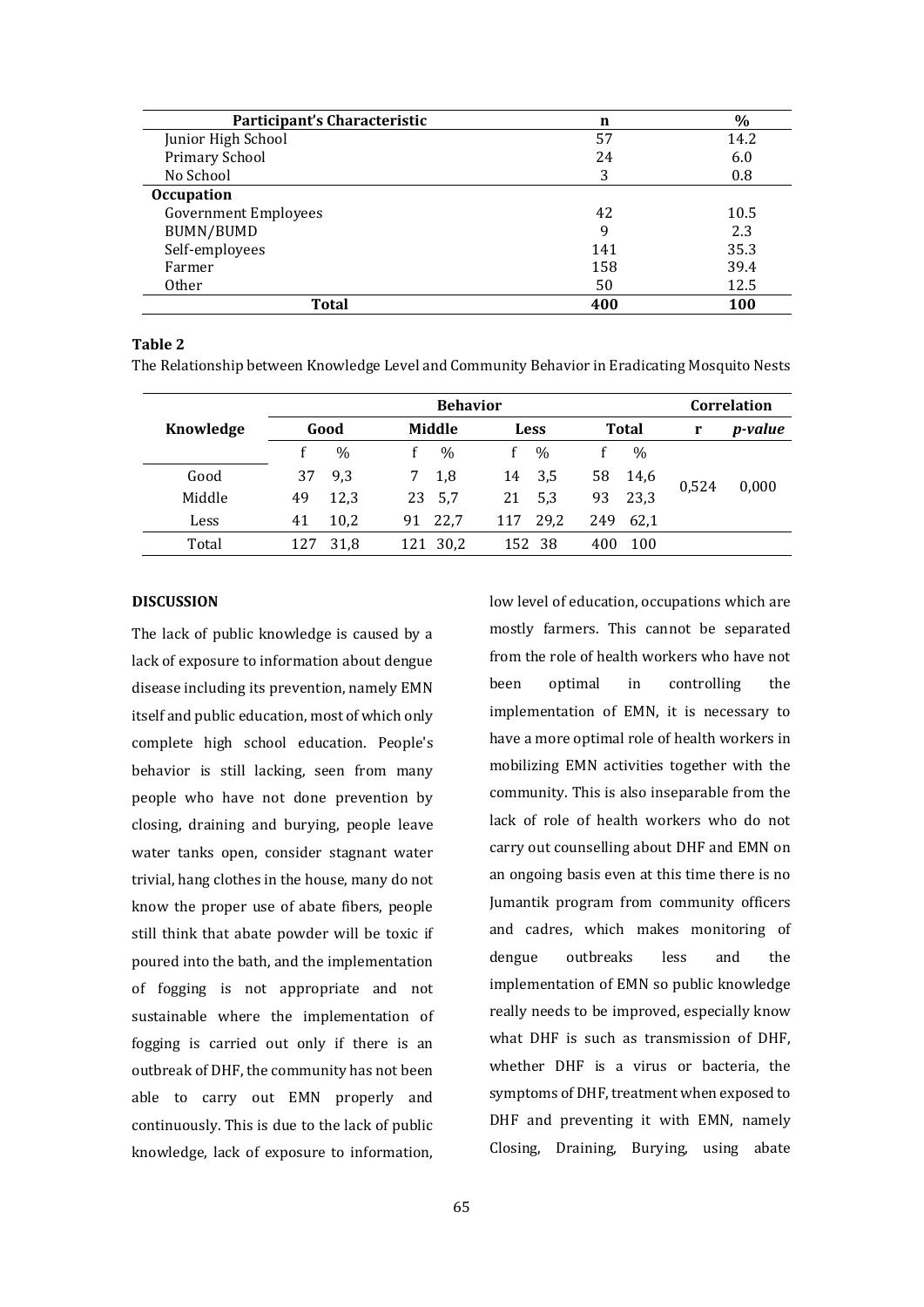| Participant's Characteristic | n | % |
|---|---|---|
| Junior High School | 57 | 14.2 |
| Primary School | 24 | 6.0 |
| No School | 3 | 0.8 |
| **Occupation** | | |
| Government Employees | 42 | 10.5 |
| BUMN/BUMD | 9 | 2.3 |
| Self-employees | 141 | 35.3 |
| Farmer | 158 | 39.4 |
| Other | 50 | 12.5 |
| **Total** | **400** | **100** |

**Table 2**

The Relationship between Knowledge Level and Community Behavior in Eradicating Mosquito Nests

| **Knowledge** | **Behavior** | | | | | | | | **Correlation** | |
|---|---|---|---|---|---|---|---|---|---|---|
| | **Good** | | **Middle** | | **Less** | | **Total** | | **r** | ***p-value*** |
| | f | % | f | % | f | % | f | % | | |
| Good | 37 | 9,3 | 7 | 1,8 | 14 | 3,5 | 58 | 14,6 | 0,524 | 0,000 |
| Middle | 49 | 12,3 | 23 | 5,7 | 21 | 5,3 | 93 | 23,3 | | |
| Less | 41 | 10,2 | 91 | 22,7 | 117 | 29,2 | 249 | 62,1 | | |
| Total | 127 | 31,8 | 121 | 30,2 | 152 | 38 | 400 | 100 | | |

## DISCUSSION

The lack of public knowledge is caused by a lack of exposure to information about dengue disease including its prevention, namely EMN itself and public education, most of which only complete high school education. People's behavior is still lacking, seen from many people who have not done prevention by closing, draining and burying, people leave water tanks open, consider stagnant water trivial, hang clothes in the house, many do not know the proper use of abate fibers, people still think that abate powder will be toxic if poured into the bath, and the implementation of fogging is not appropriate and not sustainable where the implementation of fogging is carried out only if there is an outbreak of DHF, the community has not been able to carry out EMN properly and continuously. This is due to the lack of public knowledge, lack of exposure to information, low level of education, occupations which are mostly farmers. This cannot be separated from the role of health workers who have not been optimal in controlling the implementation of EMN, it is necessary to have a more optimal role of health workers in mobilizing EMN activities together with the community. This is also inseparable from the lack of role of health workers who do not carry out counselling about DHF and EMN on an ongoing basis even at this time there is no Jumantik program from community officers and cadres, which makes monitoring of dengue outbreaks less and the implementation of EMN so public knowledge really needs to be improved, especially know what DHF is such as transmission of DHF, whether DHF is a virus or bacteria, the symptoms of DHF, treatment when exposed to DHF and preventing it with EMN, namely Closing, Draining, Burying, using abate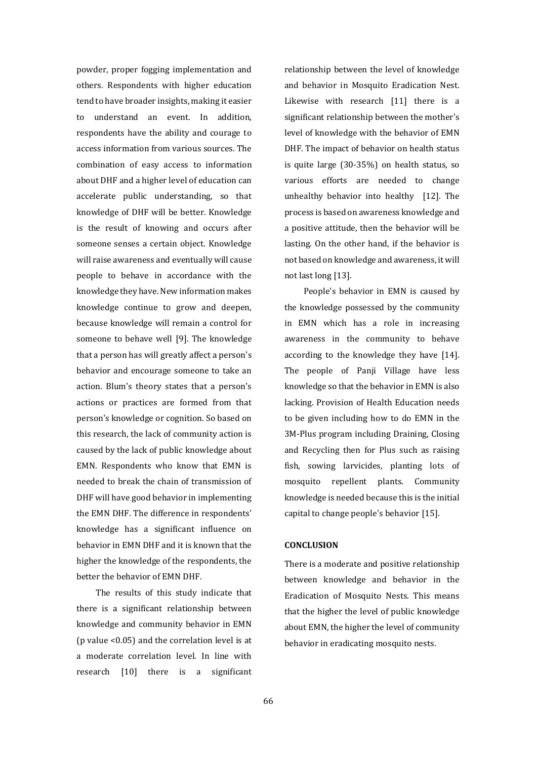powder, proper fogging implementation and others. Respondents with higher education tend to have broader insights, making it easier to understand an event. In addition, respondents have the ability and courage to access information from various sources. The combination of easy access to information about DHF and a higher level of education can accelerate public understanding, so that knowledge of DHF will be better. Knowledge is the result of knowing and occurs after someone senses a certain object. Knowledge will raise awareness and eventually will cause people to behave in accordance with the knowledge they have. New information makes knowledge continue to grow and deepen, because knowledge will remain a control for someone to behave well [9]. The knowledge that a person has will greatly affect a person's behavior and encourage someone to take an action. Blum's theory states that a person's actions or practices are formed from that person's knowledge or cognition. So based on this research, the lack of community action is caused by the lack of public knowledge about EMN. Respondents who know that EMN is needed to break the chain of transmission of DHF will have good behavior in implementing the EMN DHF. The difference in respondents' knowledge has a significant influence on behavior in EMN DHF and it is known that the higher the knowledge of the respondents, the better the behavior of EMN DHF.

The results of this study indicate that there is a significant relationship between knowledge and community behavior in EMN (p value $<0.05$) and the correlation level is at a moderate correlation level. In line with research [10] there is a significant relationship between the level of knowledge and behavior in Mosquito Eradication Nest. Likewise with research [11] there is a significant relationship between the mother's level of knowledge with the behavior of EMN DHF. The impact of behavior on health status is quite large (30-35%) on health status, so various efforts are needed to change unhealthy behavior into healthy [12]. The process is based on awareness knowledge and a positive attitude, then the behavior will be lasting. On the other hand, if the behavior is not based on knowledge and awareness, it will not last long [13].

People's behavior in EMN is caused by the knowledge possessed by the community in EMN which has a role in increasing awareness in the community to behave according to the knowledge they have [14]. The people of Panji Village have less knowledge so that the behavior in EMN is also lacking. Provision of Health Education needs to be given including how to do EMN in the 3M-Plus program including Draining, Closing and Recycling then for Plus such as raising fish, sowing larvicides, planting lots of mosquito repellent plants. Community knowledge is needed because this is the initial capital to change people's behavior [15].

## CONCLUSION

There is a moderate and positive relationship between knowledge and behavior in the Eradication of Mosquito Nests. This means that the higher the level of public knowledge about EMN, the higher the level of community behavior in eradicating mosquito nests.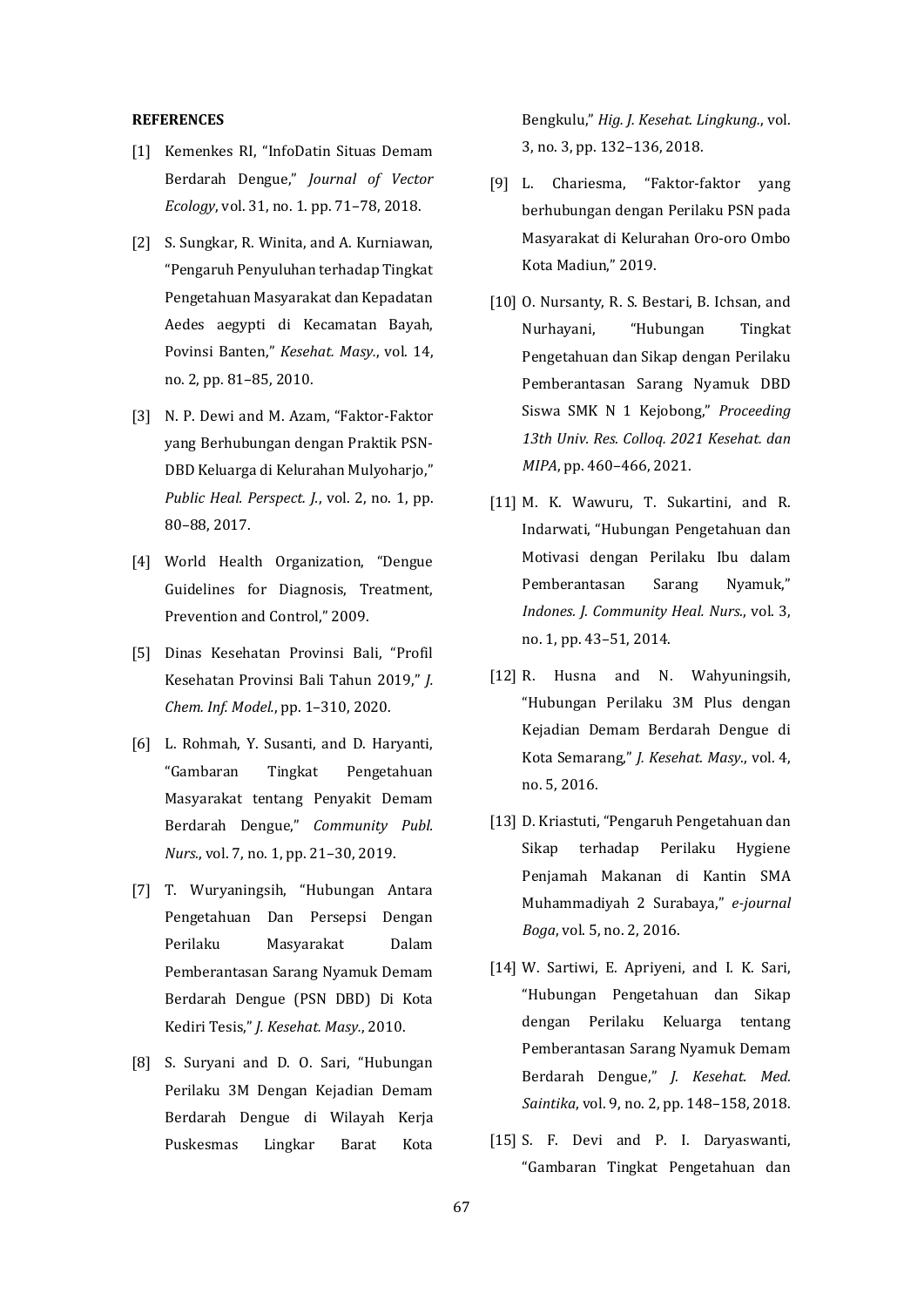**REFERENCES**

[1] Kemenkes RI, "InfoDatin Situas Demam Berdarah Dengue," *Journal of Vector Ecology*, vol. 31, no. 1. pp. 71–78, 2018.

[2] S. Sungkar, R. Winita, and A. Kurniawan, "Pengaruh Penyuluhan terhadap Tingkat Pengetahuan Masyarakat dan Kepadatan Aedes aegypti di Kecamatan Bayah, Povinsi Banten," *Kesehat. Masy.*, vol. 14, no. 2, pp. 81–85, 2010.

[3] N. P. Dewi and M. Azam, "Faktor-Faktor yang Berhubungan dengan Praktik PSN-DBD Keluarga di Kelurahan Mulyoharjo," *Public Heal. Perspect. J.*, vol. 2, no. 1, pp. 80–88, 2017.

[4] World Health Organization, "Dengue Guidelines for Diagnosis, Treatment, Prevention and Control," 2009.

[5] Dinas Kesehatan Provinsi Bali, "Profil Kesehatan Provinsi Bali Tahun 2019," *J. Chem. Inf. Model.*, pp. 1–310, 2020.

[6] L. Rohmah, Y. Susanti, and D. Haryanti, "Gambaran Tingkat Pengetahuan Masyarakat tentang Penyakit Demam Berdarah Dengue," *Community Publ. Nurs.*, vol. 7, no. 1, pp. 21–30, 2019.

[7] T. Wuryaningsih, "Hubungan Antara Pengetahuan Dan Persepsi Dengan Perilaku Masyarakat Dalam Pemberantasan Sarang Nyamuk Demam Berdarah Dengue (PSN DBD) Di Kota Kediri Tesis," *J. Kesehat. Masy.*, 2010.

[8] S. Suryani and D. O. Sari, "Hubungan Perilaku 3M Dengan Kejadian Demam Berdarah Dengue di Wilayah Kerja Puskesmas Lingkar Barat Kota Bengkulu," *Hig. J. Kesehat. Lingkung.*, vol. 3, no. 3, pp. 132–136, 2018.

[9] L. Chariesma, "Faktor-faktor yang berhubungan dengan Perilaku PSN pada Masyarakat di Kelurahan Oro-oro Ombo Kota Madiun," 2019.

[10] O. Nursanty, R. S. Bestari, B. Ichsan, and Nurhayani, "Hubungan Tingkat Pengetahuan dan Sikap dengan Perilaku Pemberantasan Sarang Nyamuk DBD Siswa SMK N 1 Kejobong," *Proceeding 13th Univ. Res. Colloq. 2021 Kesehat. dan MIPA*, pp. 460–466, 2021.

[11] M. K. Wawuru, T. Sukartini, and R. Indarwati, "Hubungan Pengetahuan dan Motivasi dengan Perilaku Ibu dalam Pemberantasan Sarang Nyamuk," *Indones. J. Community Heal. Nurs.*, vol. 3, no. 1, pp. 43–51, 2014.

[12] R. Husna and N. Wahyuningsih, "Hubungan Perilaku 3M Plus dengan Kejadian Demam Berdarah Dengue di Kota Semarang," *J. Kesehat. Masy.*, vol. 4, no. 5, 2016.

[13] D. Kriastuti, "Pengaruh Pengetahuan dan Sikap terhadap Perilaku Hygiene Penjamah Makanan di Kantin SMA Muhammadiyah 2 Surabaya," *e-journal Boga*, vol. 5, no. 2, 2016.

[14] W. Sartiwi, E. Apriyeni, and I. K. Sari, "Hubungan Pengetahuan dan Sikap dengan Perilaku Keluarga tentang Pemberantasan Sarang Nyamuk Demam Berdarah Dengue," *J. Kesehat. Med. Saintika*, vol. 9, no. 2, pp. 148–158, 2018.

[15] S. F. Devi and P. I. Daryaswanti, "Gambaran Tingkat Pengetahuan dan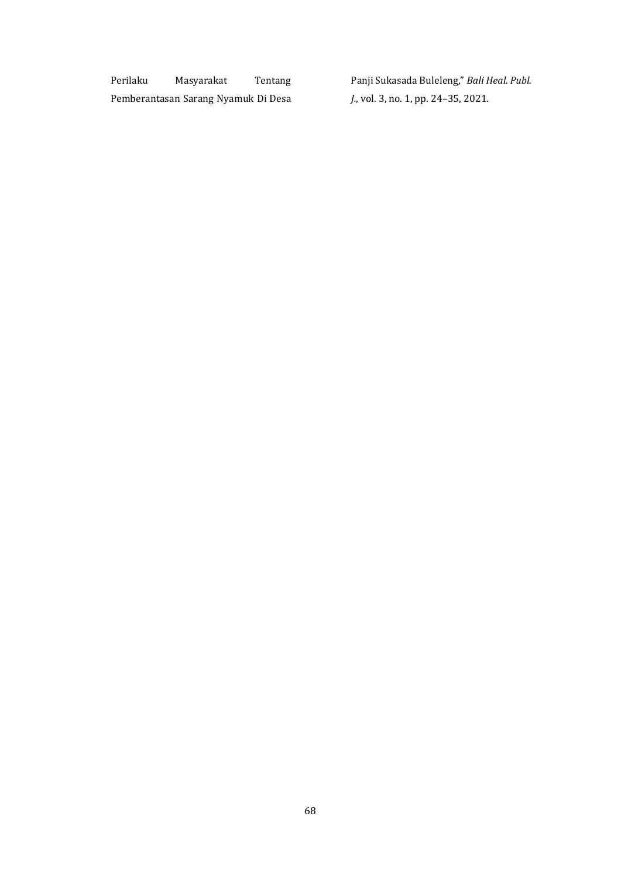Perilaku Masyarakat Tentang Pemberantasan Sarang Nyamuk Di Desa Panji Sukasada Buleleng," *Bali Heal. Publ. J.*, vol. 3, no. 1, pp. 24–35, 2021.